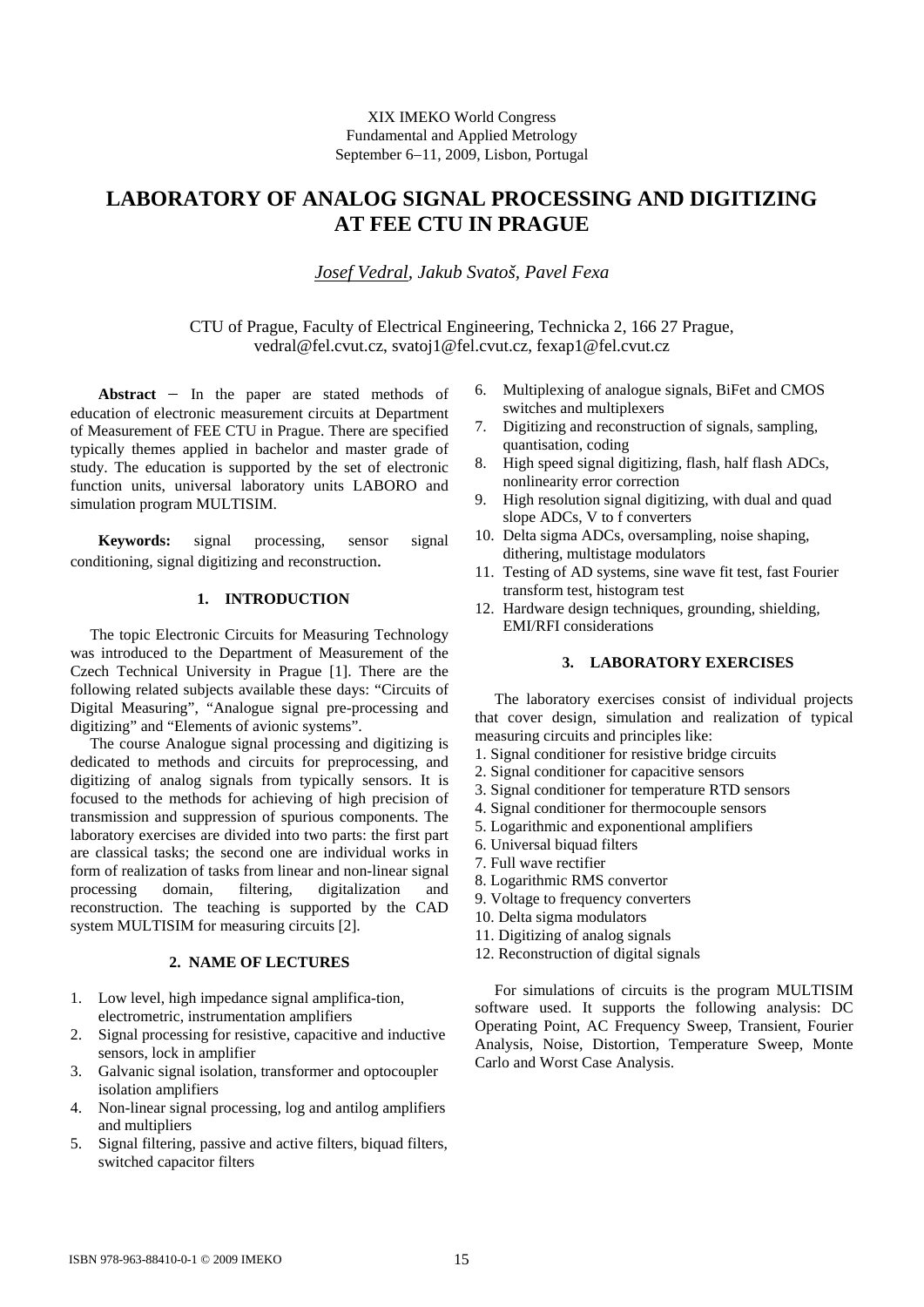XIX IMEKO World Congress
Fundamental and Applied Metrology
September 6−11, 2009, Lisbon, Portugal

# LABORATORY OF ANALOG SIGNAL PROCESSING AND DIGITIZING AT FEE CTU IN PRAGUE

*Josef Vedral, Jakub Svatoš, Pavel Fexa*

CTU of Prague, Faculty of Electrical Engineering, Technicka 2, 166 27 Prague,
vedral@fel.cvut.cz, svatoj1@fel.cvut.cz, fexap1@fel.cvut.cz

**Abstract** − In the paper are stated methods of education of electronic measurement circuits at Department of Measurement of FEE CTU in Prague. There are specified typically themes applied in bachelor and master grade of study. The education is supported by the set of electronic function units, universal laboratory units LABORO and simulation program MULTISIM.

**Keywords:** signal processing, sensor signal conditioning, signal digitizing and reconstruction.

## 1. INTRODUCTION

The topic Electronic Circuits for Measuring Technology was introduced to the Department of Measurement of the Czech Technical University in Prague [1]. There are the following related subjects available these days: "Circuits of Digital Measuring", "Analogue signal pre-processing and digitizing" and "Elements of avionic systems".

The course Analogue signal processing and digitizing is dedicated to methods and circuits for preprocessing, and digitizing of analog signals from typically sensors. It is focused to the methods for achieving of high precision of transmission and suppression of spurious components. The laboratory exercises are divided into two parts: the first part are classical tasks; the second one are individual works in form of realization of tasks from linear and non-linear signal processing domain, filtering, digitalization and reconstruction. The teaching is supported by the CAD system MULTISIM for measuring circuits [2].

## 2. NAME OF LECTURES

1. Low level, high impedance signal amplifica-tion, electrometric, instrumentation amplifiers
2. Signal processing for resistive, capacitive and inductive sensors, lock in amplifier
3. Galvanic signal isolation, transformer and optocoupler isolation amplifiers
4. Non-linear signal processing, log and antilog amplifiers and multipliers
5. Signal filtering, passive and active filters, biquad filters, switched capacitor filters
6. Multiplexing of analogue signals, BiFet and CMOS switches and multiplexers
7. Digitizing and reconstruction of signals, sampling, quantisation, coding
8. High speed signal digitizing, flash, half flash ADCs, nonlinearity error correction
9. High resolution signal digitizing, with dual and quad slope ADCs, V to f converters
10. Delta sigma ADCs, oversampling, noise shaping, dithering, multistage modulators
11. Testing of AD systems, sine wave fit test, fast Fourier transform test, histogram test
12. Hardware design techniques, grounding, shielding, EMI/RFI considerations

## 3. LABORATORY EXERCISES

The laboratory exercises consist of individual projects that cover design, simulation and realization of typical measuring circuits and principles like:

1. Signal conditioner for resistive bridge circuits
2. Signal conditioner for capacitive sensors
3. Signal conditioner for temperature RTD sensors
4. Signal conditioner for thermocouple sensors
5. Logarithmic and exponentional amplifiers
6. Universal biquad filters
7. Full wave rectifier
8. Logarithmic RMS convertor
9. Voltage to frequency converters
10. Delta sigma modulators
11. Digitizing of analog signals
12. Reconstruction of digital signals

For simulations of circuits is the program MULTISIM software used. It supports the following analysis: DC Operating Point, AC Frequency Sweep, Transient, Fourier Analysis, Noise, Distortion, Temperature Sweep, Monte Carlo and Worst Case Analysis.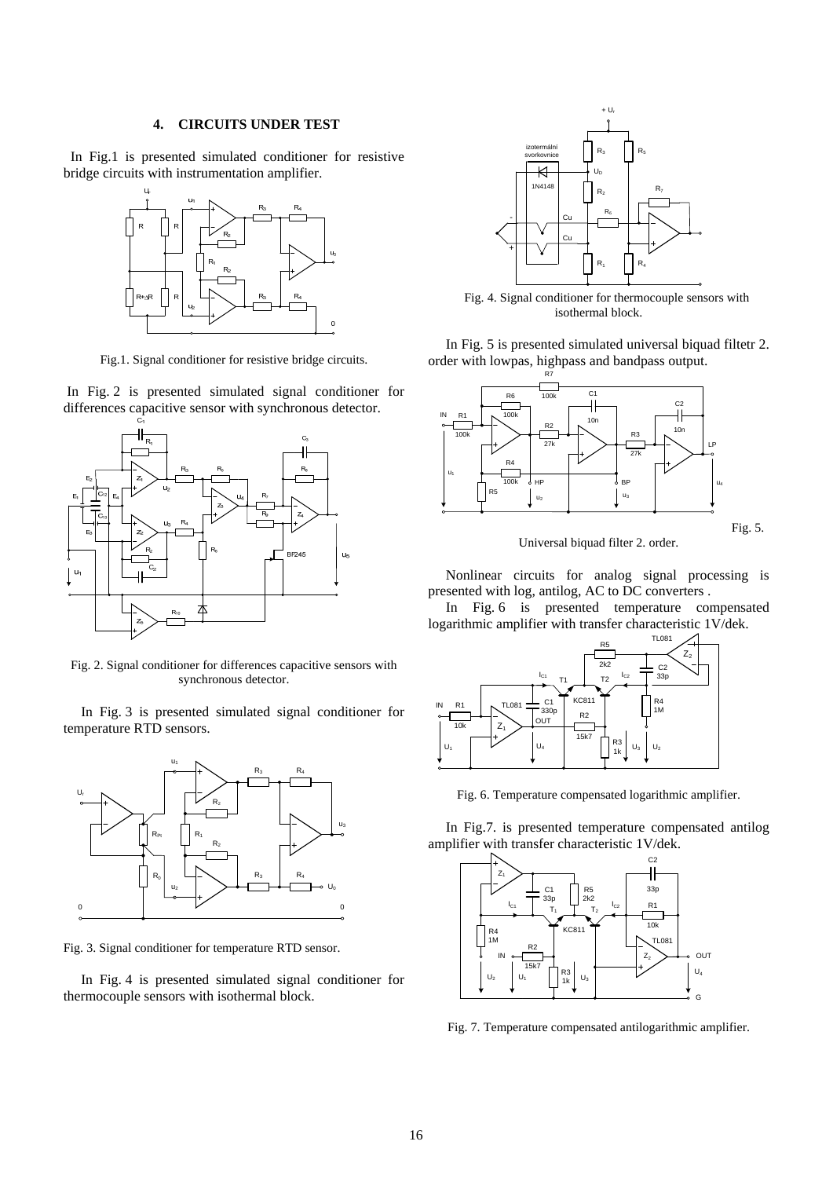## 4. CIRCUITS UNDER TEST

In Fig.1 is presented simulated conditioner for resistive bridge circuits with instrumentation amplifier.

Fig.1. Signal conditioner for resistive bridge circuits.

In Fig. 2 is presented simulated signal conditioner for differences capacitive sensor with synchronous detector.

Fig. 2. Signal conditioner for differences capacitive sensors with synchronous detector.

In Fig. 3 is presented simulated signal conditioner for temperature RTD sensors.

Fig. 3. Signal conditioner for temperature RTD sensor.

In Fig. 4 is presented simulated signal conditioner for thermocouple sensors with isothermal block.

Fig. 4. Signal conditioner for thermocouple sensors with isothermal block.

In Fig. 5 is presented simulated universal biquad filtetr 2. order with lowpas, highpass and bandpass output.

Fig. 5. Universal biquad filter 2. order.

Nonlinear circuits for analog signal processing is presented with log, antilog, AC to DC converters .

In Fig. 6 is presented temperature compensated logarithmic amplifier with transfer characteristic 1V/dek.

Fig. 6. Temperature compensated logarithmic amplifier.

In Fig.7. is presented temperature compensated antilog amplifier with transfer characteristic 1V/dek.

Fig. 7. Temperature compensated antilogarithmic amplifier.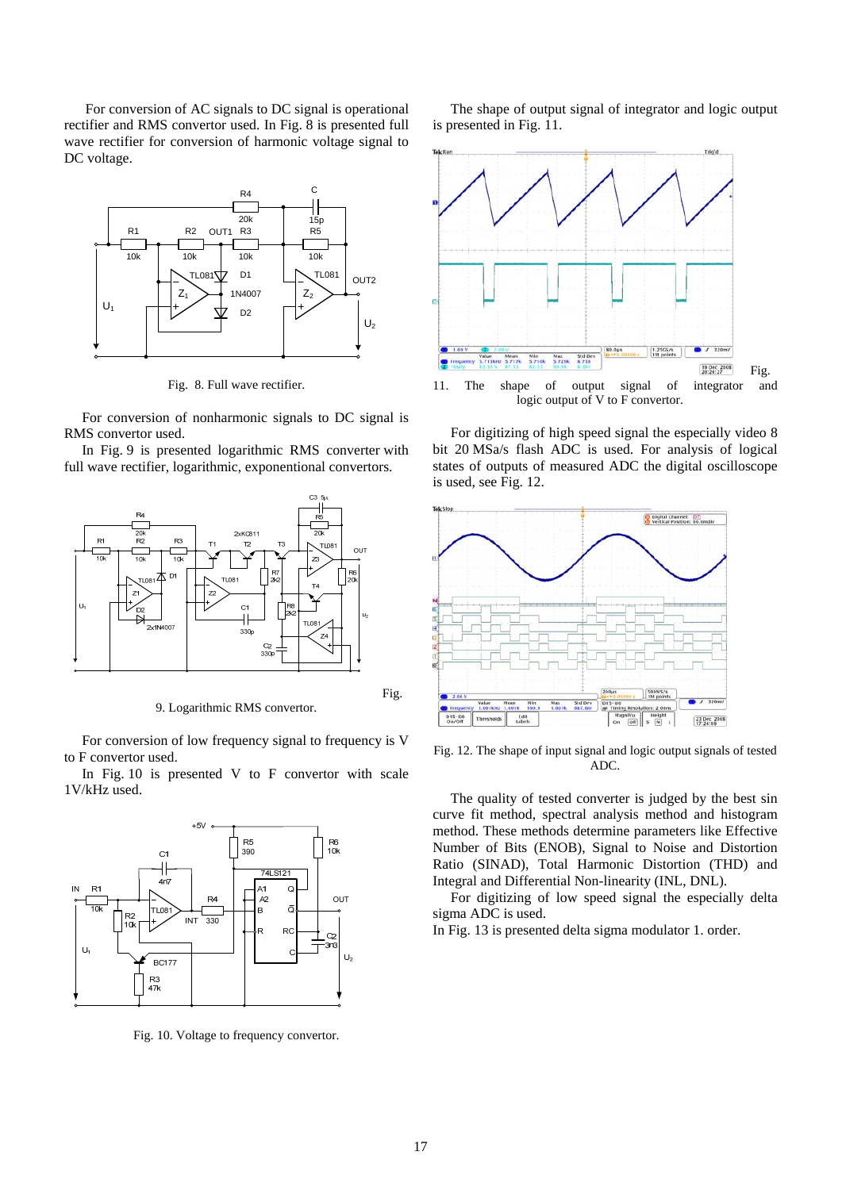For conversion of AC signals to DC signal is operational rectifier and RMS convertor used. In Fig. 8 is presented full wave rectifier for conversion of harmonic voltage signal to DC voltage.

Fig. 8. Full wave rectifier.

For conversion of nonharmonic signals to DC signal is RMS convertor used.

In Fig. 9 is presented logarithmic RMS converter with full wave rectifier, logarithmic, exponentional convertors.

Fig. 9. Logarithmic RMS convertor.

For conversion of low frequency signal to frequency is V to F convertor used.

In Fig. 10 is presented V to F convertor with scale 1V/kHz used.

Fig. 10. Voltage to frequency convertor.

The shape of output signal of integrator and logic output is presented in Fig. 11.

Fig. 11. The shape of output signal of integrator and logic output of V to F convertor.

For digitizing of high speed signal the especially video 8 bit 20 MSa/s flash ADC is used. For analysis of logical states of outputs of measured ADC the digital oscilloscope is used, see Fig. 12.

Fig. 12. The shape of input signal and logic output signals of tested ADC.

The quality of tested converter is judged by the best sin curve fit method, spectral analysis method and histogram method. These methods determine parameters like Effective Number of Bits (ENOB), Signal to Noise and Distortion Ratio (SINAD), Total Harmonic Distortion (THD) and Integral and Differential Non-linearity (INL, DNL).

For digitizing of low speed signal the especially delta sigma ADC is used.

In Fig. 13 is presented delta sigma modulator 1. order.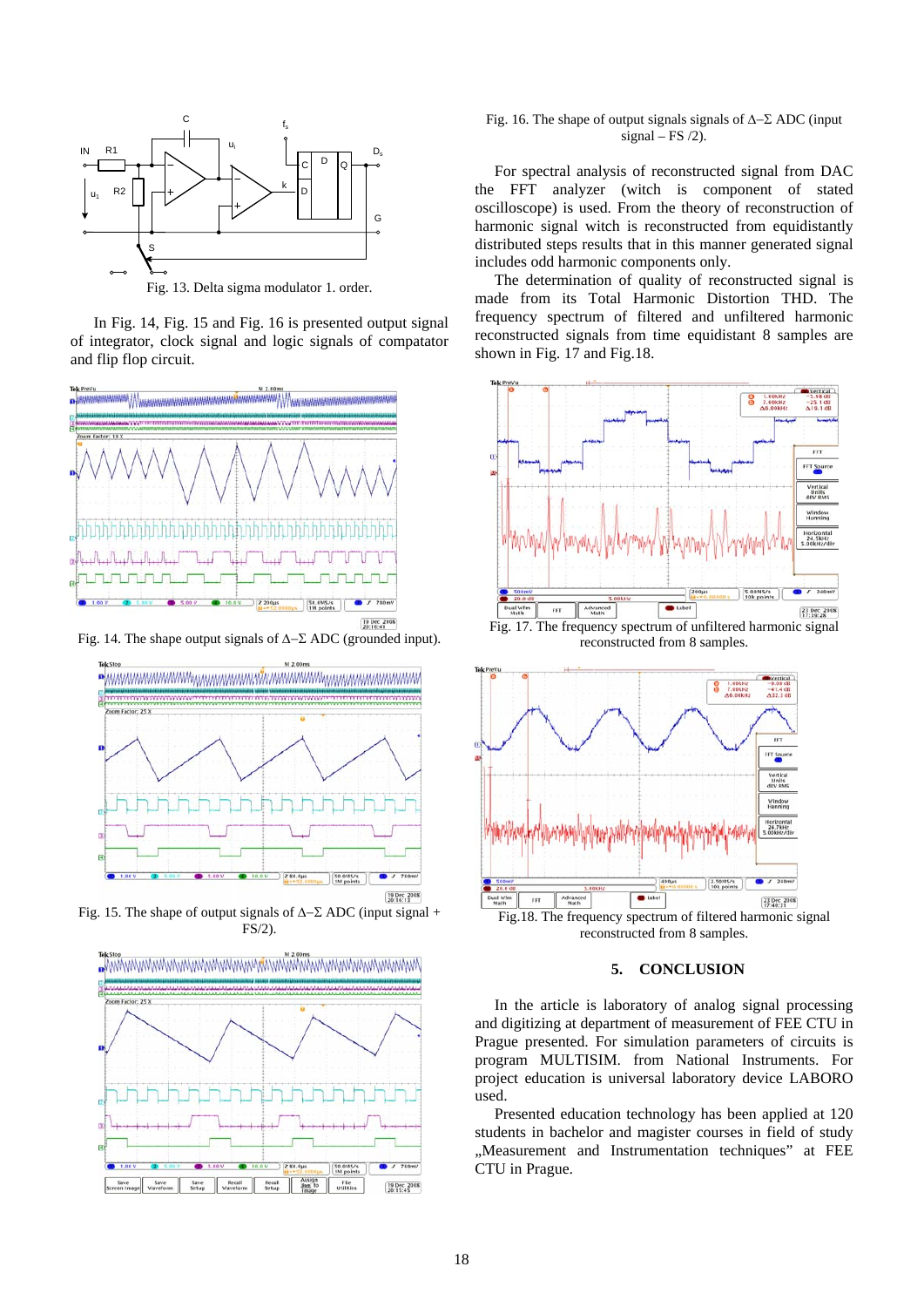Fig. 13. Delta sigma modulator 1. order.

In Fig. 14, Fig. 15 and Fig. 16 is presented output signal of integrator, clock signal and logic signals of compatator and flip flop circuit.

Fig. 14. The shape output signals of Δ–Σ ADC (grounded input).

Fig. 15. The shape of output signals of Δ–Σ ADC (input signal + FS/2).

Fig. 16. The shape of output signals signals of Δ–Σ ADC (input signal – FS /2).

For spectral analysis of reconstructed signal from DAC the FFT analyzer (witch is component of stated oscilloscope) is used. From the theory of reconstruction of harmonic signal witch is reconstructed from equidistantly distributed steps results that in this manner generated signal includes odd harmonic components only.

The determination of quality of reconstructed signal is made from its Total Harmonic Distortion THD. The frequency spectrum of filtered and unfiltered harmonic reconstructed signals from time equidistant 8 samples are shown in Fig. 17 and Fig.18.

Fig. 17. The frequency spectrum of unfiltered harmonic signal reconstructed from 8 samples.

Fig.18. The frequency spectrum of filtered harmonic signal reconstructed from 8 samples.

## 5. CONCLUSION

In the article is laboratory of analog signal processing and digitizing at department of measurement of FEE CTU in Prague presented. For simulation parameters of circuits is program MULTISIM. from National Instruments. For project education is universal laboratory device LABORO used.

Presented education technology has been applied at 120 students in bachelor and magister courses in field of study „Measurement and Instrumentation techniques" at FEE CTU in Prague.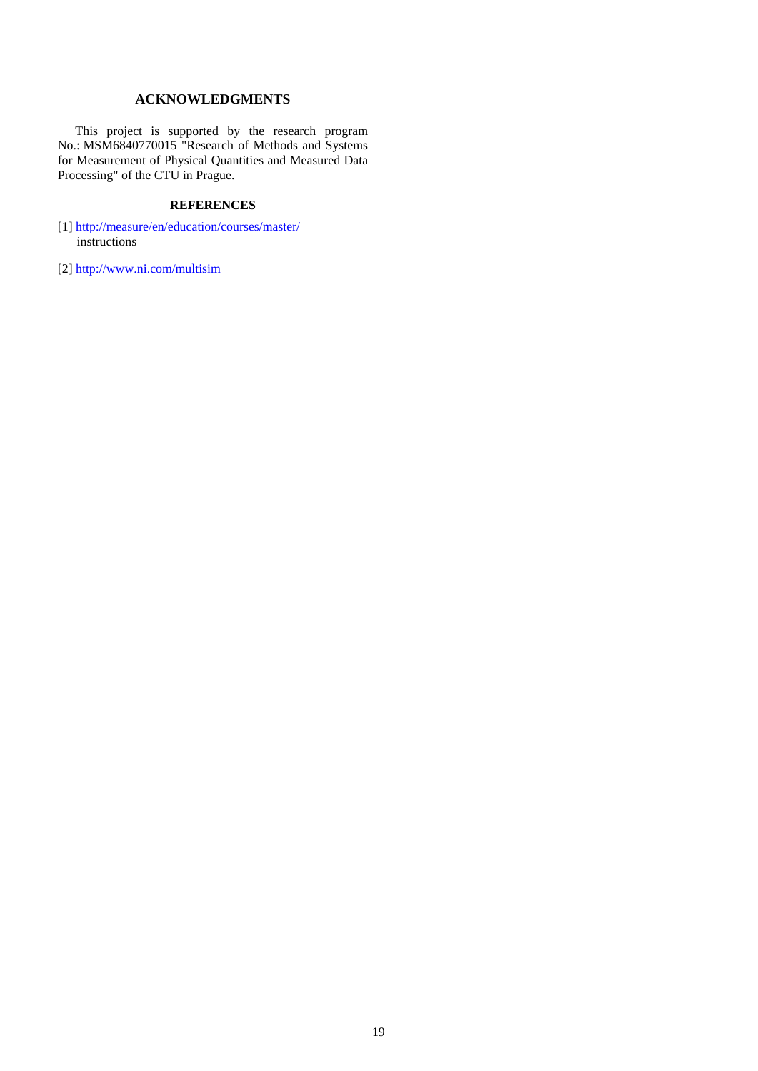## ACKNOWLEDGMENTS

This project is supported by the research program No.: MSM6840770015 "Research of Methods and Systems for Measurement of Physical Quantities and Measured Data Processing" of the CTU in Prague.

## REFERENCES

[1] http://measure/en/education/courses/master/ instructions

[2] http://www.ni.com/multisim